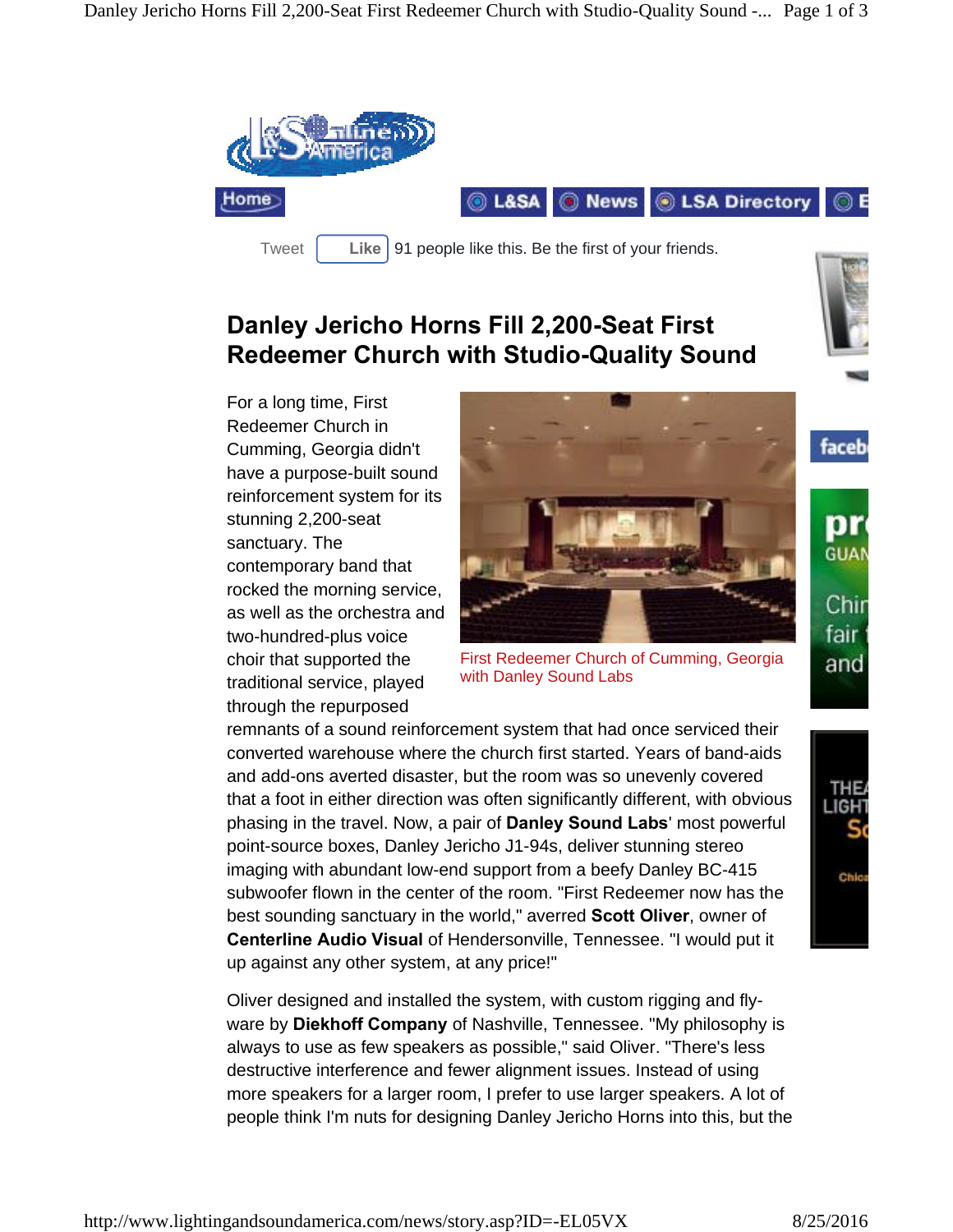# Danley Jericho Horns Fill 2,200-Seat First Redeemer Church with Studio-Quality Sound

First Redeemer Church of Cumming, Georgia with Danley Sound Labs

For a long time, First Redeemer Church in Cumming, Georgia didn't have a purpose-built sound reinforcement system for its stunning 2,200-seat sanctuary. The contemporary band that rocked the morning service, as well as the orchestra and two-hundred-plus voice choir that supported the traditional service, played through the repurposed remnants of a sound reinforcement system that had once serviced their converted warehouse where the church first started. Years of band-aids and add-ons averted disaster, but the room was so unevenly covered that a foot in either direction was often significantly different, with obvious phasing in the travel. Now, a pair of **Danley Sound Labs**' most powerful point-source boxes, Danley Jericho J1-94s, deliver stunning stereo imaging with abundant low-end support from a beefy Danley BC-415 subwoofer flown in the center of the room. "First Redeemer now has the best sounding sanctuary in the world," averred **Scott Oliver**, owner of **Centerline Audio Visual** of Hendersonville, Tennessee. "I would put it up against any other system, at any price!"

Oliver designed and installed the system, with custom rigging and fly-ware by **Diekhoff Company** of Nashville, Tennessee. "My philosophy is always to use as few speakers as possible," said Oliver. "There's less destructive interference and fewer alignment issues. Instead of using more speakers for a larger room, I prefer to use larger speakers. A lot of people think I'm nuts for designing Danley Jericho Horns into this, but the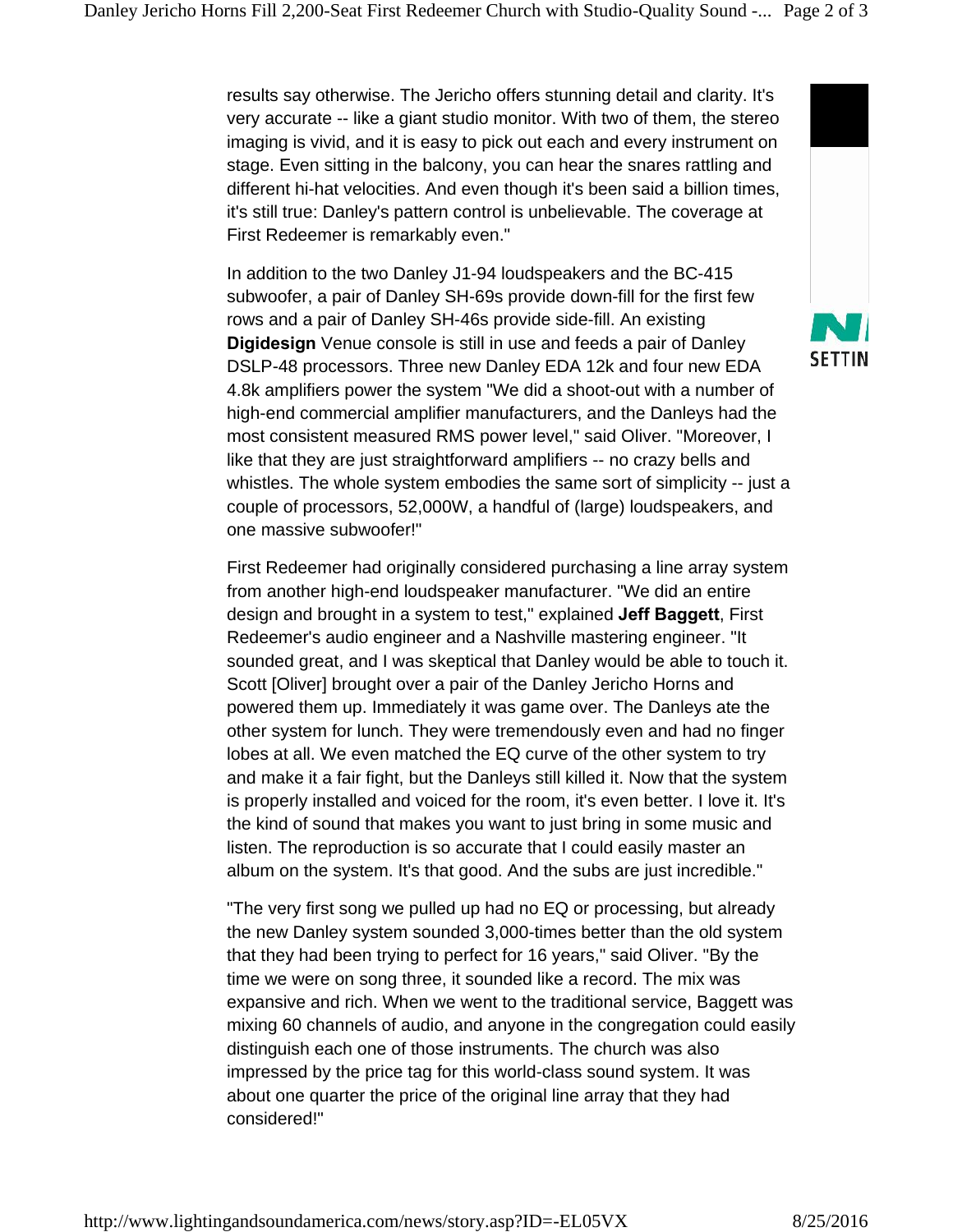results say otherwise. The Jericho offers stunning detail and clarity. It's very accurate -- like a giant studio monitor. With two of them, the stereo imaging is vivid, and it is easy to pick out each and every instrument on stage. Even sitting in the balcony, you can hear the snares rattling and different hi-hat velocities. And even though it's been said a billion times, it's still true: Danley's pattern control is unbelievable. The coverage at First Redeemer is remarkably even."

In addition to the two Danley J1-94 loudspeakers and the BC-415 subwoofer, a pair of Danley SH-69s provide down-fill for the first few rows and a pair of Danley SH-46s provide side-fill. An existing **Digidesign** Venue console is still in use and feeds a pair of Danley DSLP-48 processors. Three new Danley EDA 12k and four new EDA 4.8k amplifiers power the system "We did a shoot-out with a number of high-end commercial amplifier manufacturers, and the Danleys had the most consistent measured RMS power level," said Oliver. "Moreover, I like that they are just straightforward amplifiers -- no crazy bells and whistles. The whole system embodies the same sort of simplicity -- just a couple of processors, 52,000W, a handful of (large) loudspeakers, and one massive subwoofer!"

First Redeemer had originally considered purchasing a line array system from another high-end loudspeaker manufacturer. "We did an entire design and brought in a system to test," explained **Jeff Baggett**, First Redeemer's audio engineer and a Nashville mastering engineer. "It sounded great, and I was skeptical that Danley would be able to touch it. Scott [Oliver] brought over a pair of the Danley Jericho Horns and powered them up. Immediately it was game over. The Danleys ate the other system for lunch. They were tremendously even and had no finger lobes at all. We even matched the EQ curve of the other system to try and make it a fair fight, but the Danleys still killed it. Now that the system is properly installed and voiced for the room, it's even better. I love it. It's the kind of sound that makes you want to just bring in some music and listen. The reproduction is so accurate that I could easily master an album on the system. It's that good. And the subs are just incredible."

"The very first song we pulled up had no EQ or processing, but already the new Danley system sounded 3,000-times better than the old system that they had been trying to perfect for 16 years," said Oliver. "By the time we were on song three, it sounded like a record. The mix was expansive and rich. When we went to the traditional service, Baggett was mixing 60 channels of audio, and anyone in the congregation could easily distinguish each one of those instruments. The church was also impressed by the price tag for this world-class sound system. It was about one quarter the price of the original line array that they had considered!"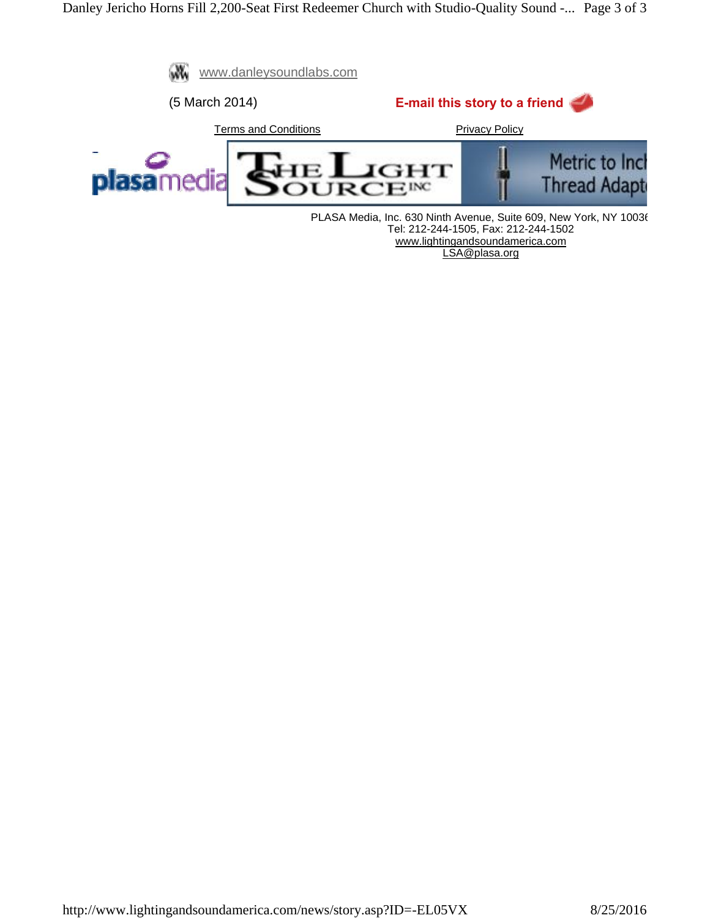[www.danleysoundlabs.com](http://www.danleysoundlabs.com)

(5 March 2014)

**E-mail this story to a friend**

Terms and Conditions

Privacy Policy

PLASA Media, Inc. 630 Ninth Avenue, Suite 609, New York, NY 10036
Tel: 212-244-1505, Fax: 212-244-1502
www.lightingandsoundamerica.com
LSA@plasa.org